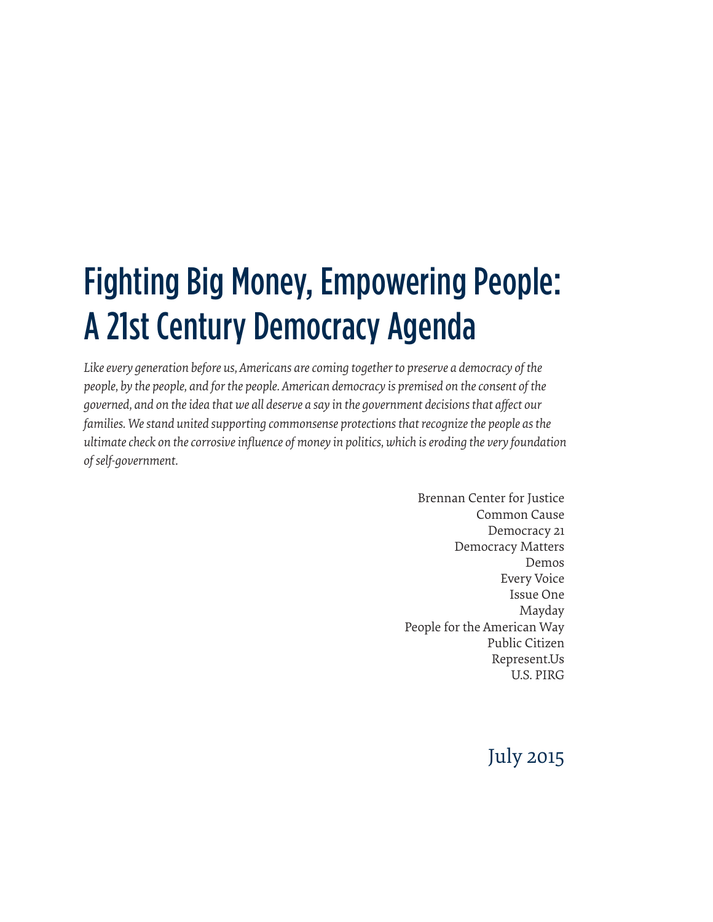# Fighting Big Money, Empowering People: A 21st Century Democracy Agenda

*Like every generation before us, Americans are coming together to preserve a democracy of the people, by the people, and for the people. American democracy is premised on the consent of the governed, and on the idea that we all deserve a say in the government decisions that affect our families. We stand united supporting commonsense protections that recognize the people as the ultimate check on the corrosive influence of money in politics, which is eroding the very foundation of self-government.*

Brennan Center for Justice
Common Cause
Democracy 21
Democracy Matters
Demos
Every Voice
Issue One
Mayday
People for the American Way
Public Citizen
Represent.Us
U.S. PIRG

July 2015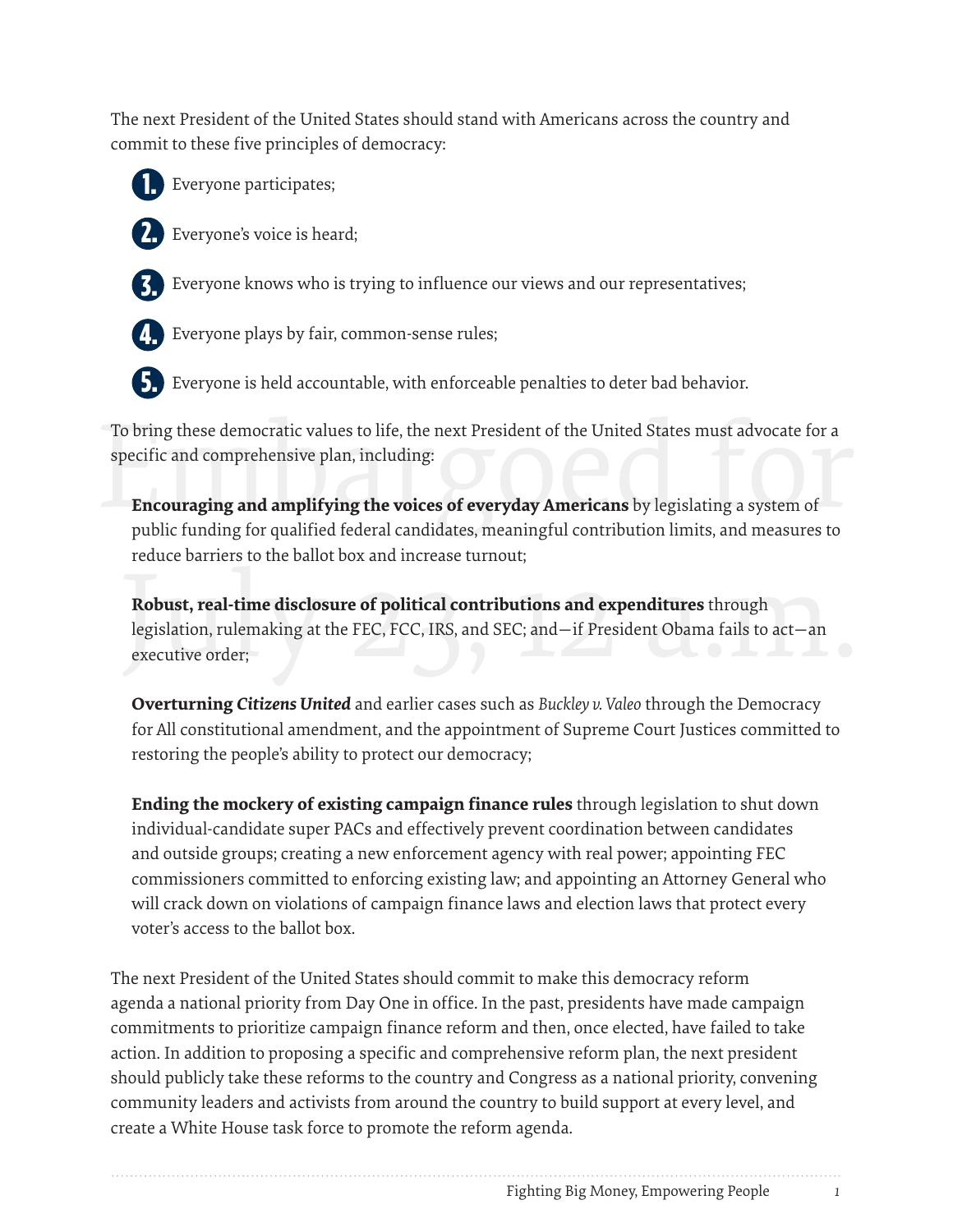The next President of the United States should stand with Americans across the country and commit to these five principles of democracy:

1. Everyone participates;
2. Everyone's voice is heard;
3. Everyone knows who is trying to influence our views and our representatives;
4. Everyone plays by fair, common-sense rules;
5. Everyone is held accountable, with enforceable penalties to deter bad behavior.

To bring these democratic values to life, the next President of the United States must advocate for a specific and comprehensive plan, including:

**Encouraging and amplifying the voices of everyday Americans** by legislating a system of public funding for qualified federal candidates, meaningful contribution limits, and measures to reduce barriers to the ballot box and increase turnout;

**Robust, real-time disclosure of political contributions and expenditures** through legislation, rulemaking at the FEC, FCC, IRS, and SEC; and—if President Obama fails to act—an executive order;

**Overturning *Citizens United*** and earlier cases such as *Buckley v. Valeo* through the Democracy for All constitutional amendment, and the appointment of Supreme Court Justices committed to restoring the people's ability to protect our democracy;

**Ending the mockery of existing campaign finance rules** through legislation to shut down individual-candidate super PACs and effectively prevent coordination between candidates and outside groups; creating a new enforcement agency with real power; appointing FEC commissioners committed to enforcing existing law; and appointing an Attorney General who will crack down on violations of campaign finance laws and election laws that protect every voter's access to the ballot box.

The next President of the United States should commit to make this democracy reform agenda a national priority from Day One in office. In the past, presidents have made campaign commitments to prioritize campaign finance reform and then, once elected, have failed to take action. In addition to proposing a specific and comprehensive reform plan, the next president should publicly take these reforms to the country and Congress as a national priority, convening community leaders and activists from around the country to build support at every level, and create a White House task force to promote the reform agenda.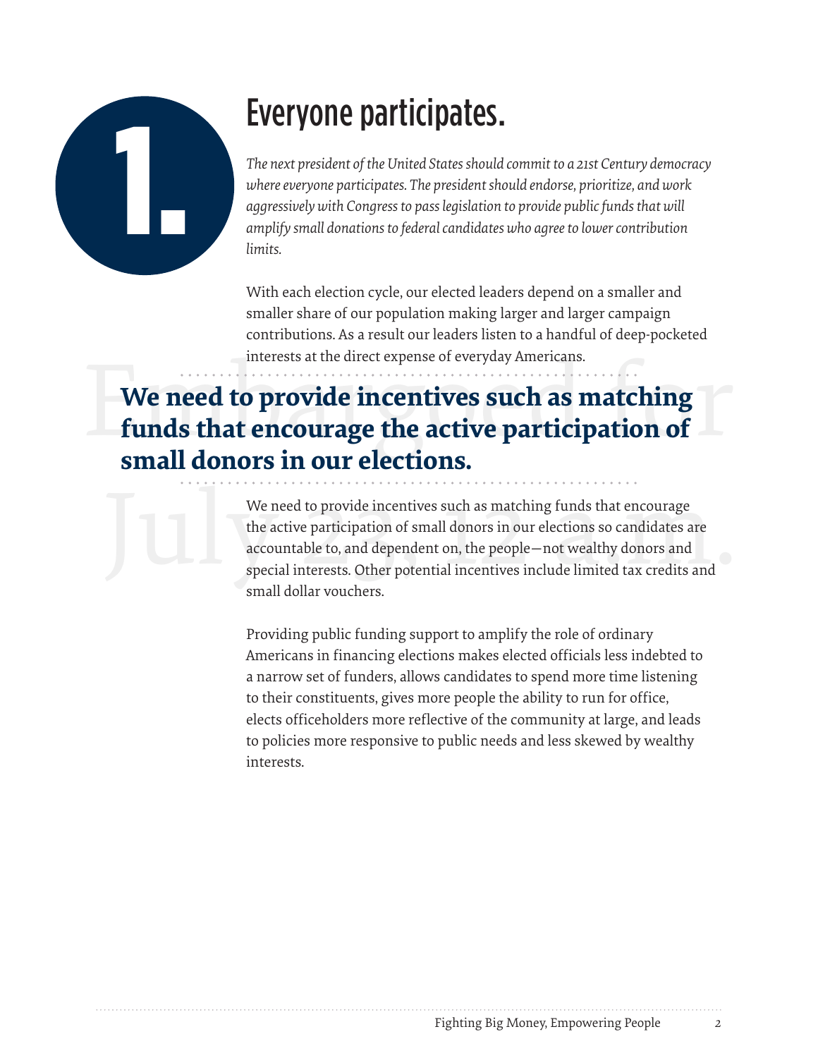# 1. Everyone participates.

*The next president of the United States should commit to a 21st Century democracy where everyone participates. The president should endorse, prioritize, and work aggressively with Congress to pass legislation to provide public funds that will amplify small donations to federal candidates who agree to lower contribution limits.*

With each election cycle, our elected leaders depend on a smaller and smaller share of our population making larger and larger campaign contributions. As a result our leaders listen to a handful of deep-pocketed interests at the direct expense of everyday Americans.

**We need to provide incentives such as matching funds that encourage the active participation of small donors in our elections.**

We need to provide incentives such as matching funds that encourage the active participation of small donors in our elections so candidates are accountable to, and dependent on, the people—not wealthy donors and special interests. Other potential incentives include limited tax credits and small dollar vouchers.

Providing public funding support to amplify the role of ordinary Americans in financing elections makes elected officials less indebted to a narrow set of funders, allows candidates to spend more time listening to their constituents, gives more people the ability to run for office, elects officeholders more reflective of the community at large, and leads to policies more responsive to public needs and less skewed by wealthy interests.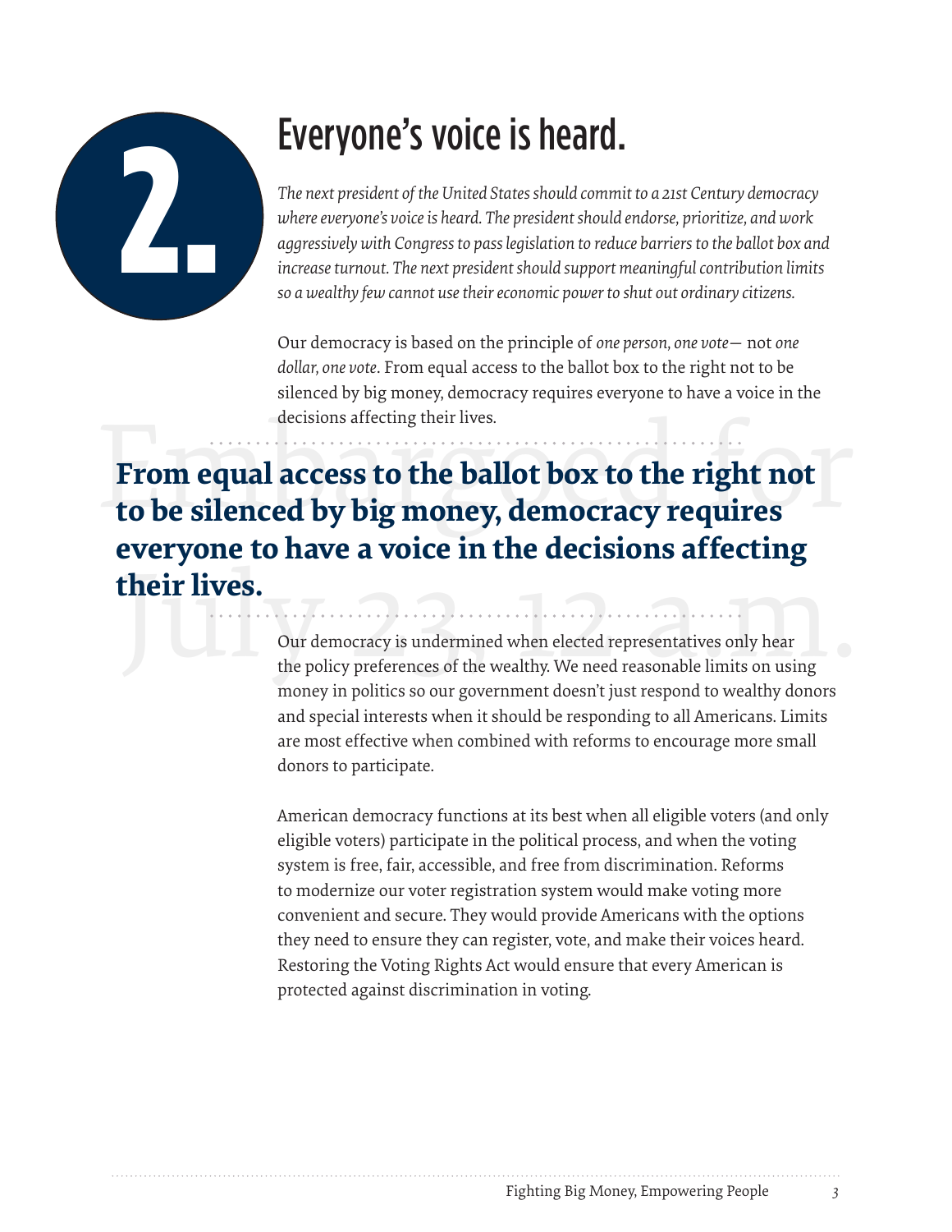# 2. Everyone's voice is heard.

*The next president of the United States should commit to a 21st Century democracy where everyone's voice is heard. The president should endorse, prioritize, and work aggressively with Congress to pass legislation to reduce barriers to the ballot box and increase turnout. The next president should support meaningful contribution limits so a wealthy few cannot use their economic power to shut out ordinary citizens.*

Our democracy is based on the principle of *one person, one vote*— not *one dollar, one vote*. From equal access to the ballot box to the right not to be silenced by big money, democracy requires everyone to have a voice in the decisions affecting their lives.

**From equal access to the ballot box to the right not to be silenced by big money, democracy requires everyone to have a voice in the decisions affecting their lives.**

Our democracy is undermined when elected representatives only hear the policy preferences of the wealthy. We need reasonable limits on using money in politics so our government doesn't just respond to wealthy donors and special interests when it should be responding to all Americans. Limits are most effective when combined with reforms to encourage more small donors to participate.

American democracy functions at its best when all eligible voters (and only eligible voters) participate in the political process, and when the voting system is free, fair, accessible, and free from discrimination. Reforms to modernize our voter registration system would make voting more convenient and secure. They would provide Americans with the options they need to ensure they can register, vote, and make their voices heard. Restoring the Voting Rights Act would ensure that every American is protected against discrimination in voting.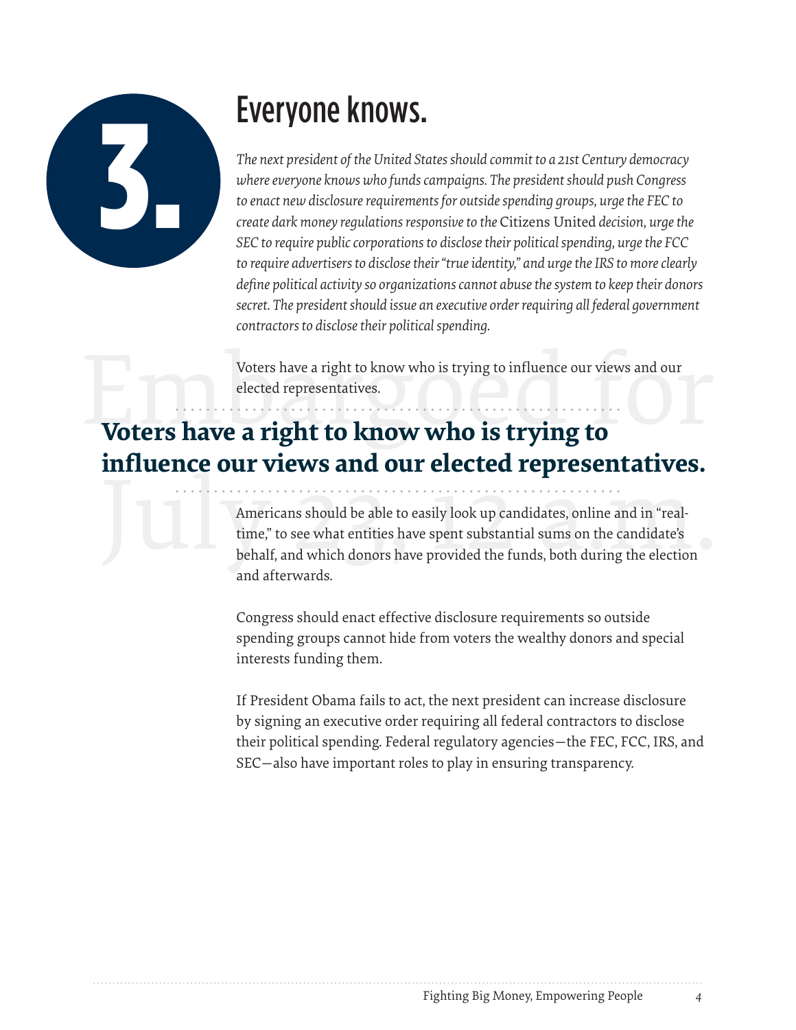# 3. Everyone knows.

*The next president of the United States should commit to a 21st Century democracy where everyone knows who funds campaigns. The president should push Congress to enact new disclosure requirements for outside spending groups, urge the FEC to create dark money regulations responsive to the* Citizens United *decision, urge the SEC to require public corporations to disclose their political spending, urge the FCC to require advertisers to disclose their "true identity," and urge the IRS to more clearly define political activity so organizations cannot abuse the system to keep their donors secret. The president should issue an executive order requiring all federal government contractors to disclose their political spending.*

Voters have a right to know who is trying to influence our views and our elected representatives.

**Voters have a right to know who is trying to influence our views and our elected representatives.**

Americans should be able to easily look up candidates, online and in "real-time," to see what entities have spent substantial sums on the candidate's behalf, and which donors have provided the funds, both during the election and afterwards.

Congress should enact effective disclosure requirements so outside spending groups cannot hide from voters the wealthy donors and special interests funding them.

If President Obama fails to act, the next president can increase disclosure by signing an executive order requiring all federal contractors to disclose their political spending. Federal regulatory agencies—the FEC, FCC, IRS, and SEC—also have important roles to play in ensuring transparency.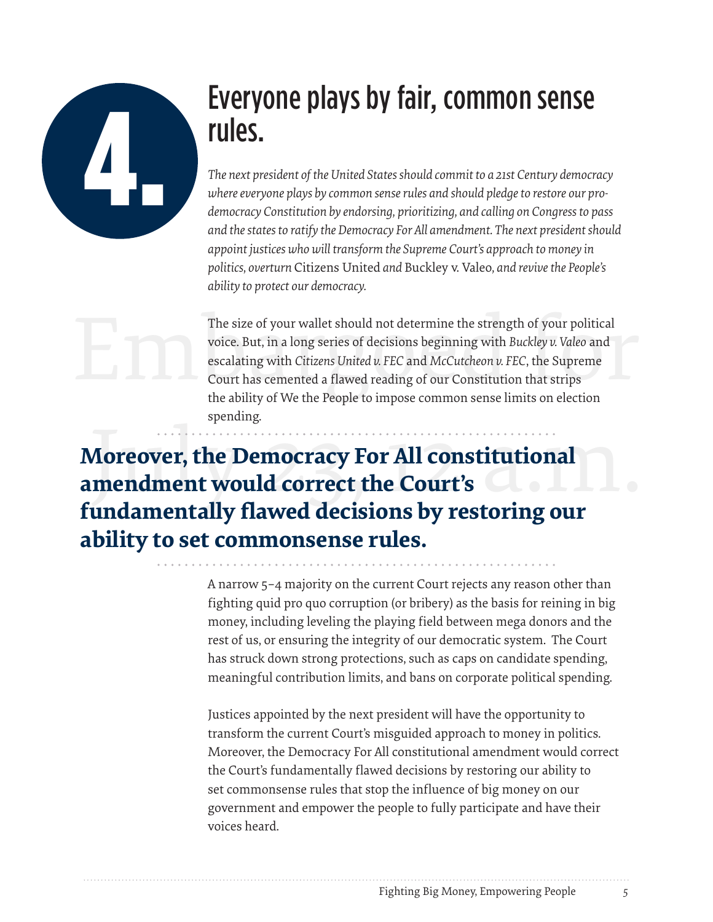# 4. Everyone plays by fair, common sense rules.

*The next president of the United States should commit to a 21st Century democracy where everyone plays by common sense rules and should pledge to restore our pro-democracy Constitution by endorsing, prioritizing, and calling on Congress to pass and the states to ratify the Democracy For All amendment. The next president should appoint justices who will transform the Supreme Court's approach to money in politics, overturn* Citizens United *and* Buckley v. Valeo, *and revive the People's ability to protect our democracy.*

The size of your wallet should not determine the strength of your political voice. But, in a long series of decisions beginning with *Buckley v. Valeo* and escalating with *Citizens United v. FEC* and *McCutcheon v. FEC*, the Supreme Court has cemented a flawed reading of our Constitution that strips the ability of We the People to impose common sense limits on election spending.

**Moreover, the Democracy For All constitutional amendment would correct the Court's fundamentally flawed decisions by restoring our ability to set commonsense rules.**

A narrow 5–4 majority on the current Court rejects any reason other than fighting quid pro quo corruption (or bribery) as the basis for reining in big money, including leveling the playing field between mega donors and the rest of us, or ensuring the integrity of our democratic system. The Court has struck down strong protections, such as caps on candidate spending, meaningful contribution limits, and bans on corporate political spending.

Justices appointed by the next president will have the opportunity to transform the current Court's misguided approach to money in politics. Moreover, the Democracy For All constitutional amendment would correct the Court's fundamentally flawed decisions by restoring our ability to set commonsense rules that stop the influence of big money on our government and empower the people to fully participate and have their voices heard.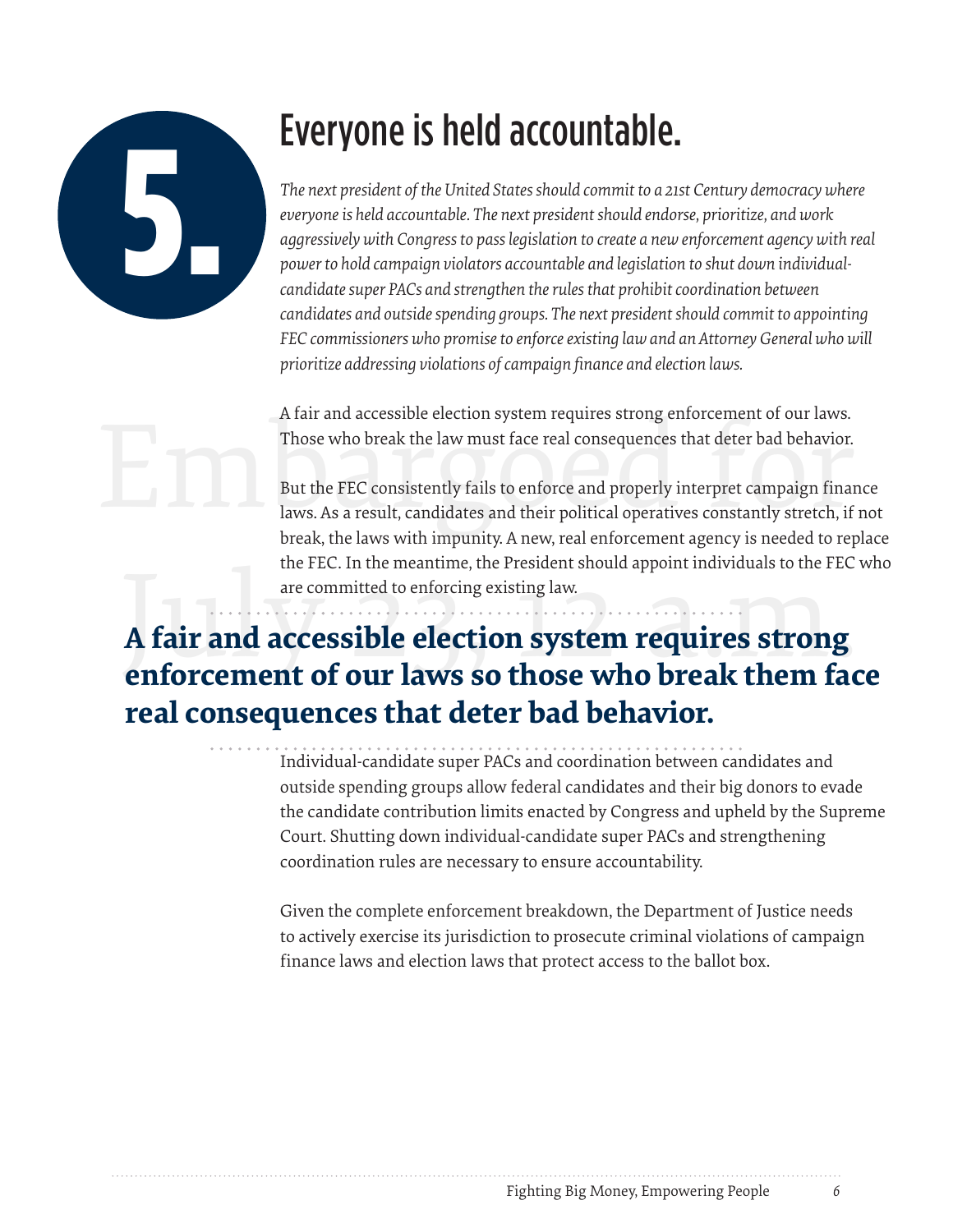# 5. Everyone is held accountable.

*The next president of the United States should commit to a 21st Century democracy where everyone is held accountable. The next president should endorse, prioritize, and work aggressively with Congress to pass legislation to create a new enforcement agency with real power to hold campaign violators accountable and legislation to shut down individual-candidate super PACs and strengthen the rules that prohibit coordination between candidates and outside spending groups. The next president should commit to appointing FEC commissioners who promise to enforce existing law and an Attorney General who will prioritize addressing violations of campaign finance and election laws.*

A fair and accessible election system requires strong enforcement of our laws. Those who break the law must face real consequences that deter bad behavior.

But the FEC consistently fails to enforce and properly interpret campaign finance laws. As a result, candidates and their political operatives constantly stretch, if not break, the laws with impunity. A new, real enforcement agency is needed to replace the FEC. In the meantime, the President should appoint individuals to the FEC who are committed to enforcing existing law.

**A fair and accessible election system requires strong enforcement of our laws so those who break them face real consequences that deter bad behavior.**

Individual-candidate super PACs and coordination between candidates and outside spending groups allow federal candidates and their big donors to evade the candidate contribution limits enacted by Congress and upheld by the Supreme Court. Shutting down individual-candidate super PACs and strengthening coordination rules are necessary to ensure accountability.

Given the complete enforcement breakdown, the Department of Justice needs to actively exercise its jurisdiction to prosecute criminal violations of campaign finance laws and election laws that protect access to the ballot box.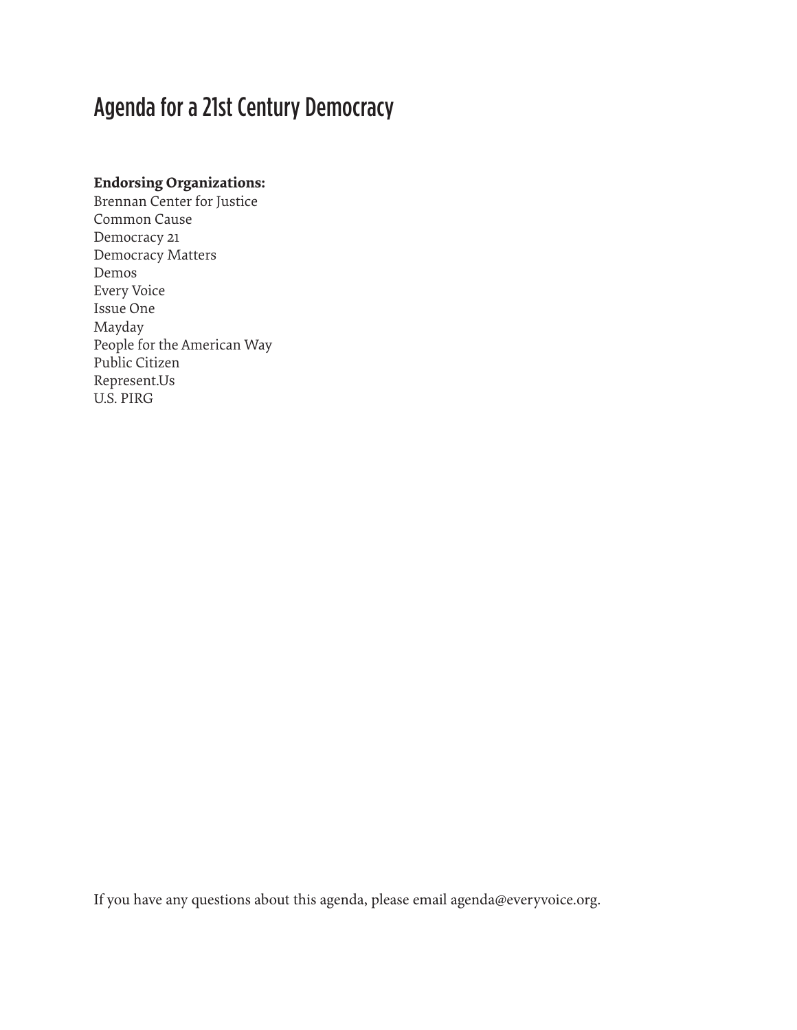# Agenda for a 21st Century Democracy

**Endorsing Organizations:**

Brennan Center for Justice
Common Cause
Democracy 21
Democracy Matters
Demos
Every Voice
Issue One
Mayday
People for the American Way
Public Citizen
Represent.Us
U.S. PIRG

If you have any questions about this agenda, please email agenda@everyvoice.org.